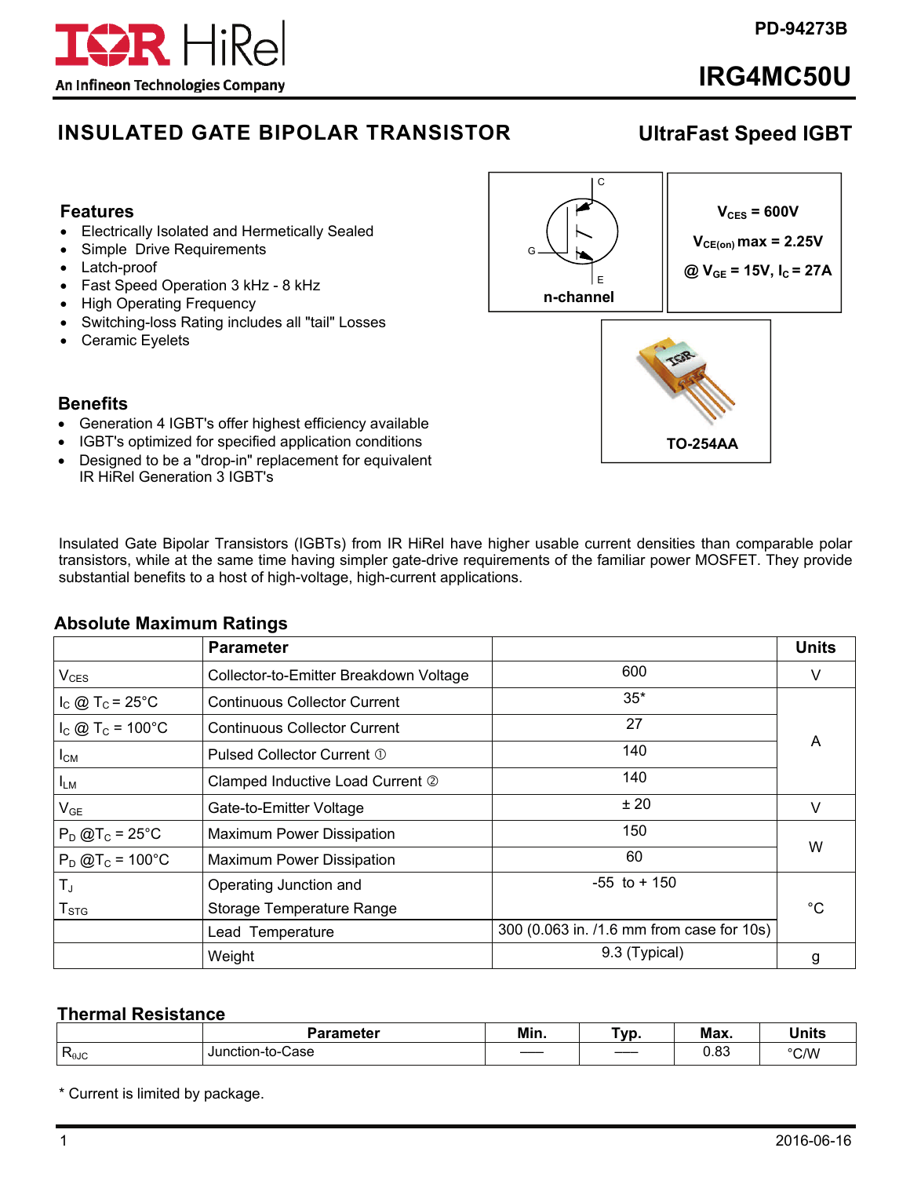PD-94273B

# IRG4MC50U

## INSULATED GATE BIPOLAR TRANSISTOR

## UltraFast Speed IGBT

### Features

- Electrically Isolated and Hermetically Sealed
- Simple Drive Requirements
- Latch-proof
- Fast Speed Operation 3 kHz - 8 kHz
- High Operating Frequency
- Switching-loss Rating includes all "tail" Losses
- Ceramic Eyelets

n-channel

**$V_{CES}$ = 600V**

**$V_{CE(on)}$ max = 2.25V**

**@ $V_{GE}$ = 15V, $I_C$ = 27A**

TO-254AA

### Benefits

- Generation 4 IGBT's offer highest efficiency available
- IGBT's optimized for specified application conditions
- Designed to be a "drop-in" replacement for equivalent IR HiRel Generation 3 IGBT's

Insulated Gate Bipolar Transistors (IGBTs) from IR HiRel have higher usable current densities than comparable polar transistors, while at the same time having simpler gate-drive requirements of the familiar power MOSFET. They provide substantial benefits to a host of high-voltage, high-current applications.

### Absolute Maximum Ratings

| | Parameter | | Units |
|---|---|---|---|
| $V_{CES}$ | Collector-to-Emitter Breakdown Voltage | 600 | V |
| $I_C$ @ $T_C$ = 25°C | Continuous Collector Current | 35* | A |
| $I_C$ @ $T_C$ = 100°C | Continuous Collector Current | 27 | A |
| $I_{CM}$ | Pulsed Collector Current ① | 140 | A |
| $I_{LM}$ | Clamped Inductive Load Current ② | 140 | A |
| $V_{GE}$ | Gate-to-Emitter Voltage | ± 20 | V |
| $P_D$ @$T_C$ = 25°C | Maximum Power Dissipation | 150 | W |
| $P_D$ @$T_C$ = 100°C | Maximum Power Dissipation | 60 | W |
| $T_J$ / $T_{STG}$ | Operating Junction and Storage Temperature Range | -55 to + 150 | °C |
| | Lead Temperature | 300 (0.063 in. /1.6 mm from case for 10s) | °C |
| | Weight | 9.3 (Typical) | g |

### Thermal Resistance

| | Parameter | Min. | Typ. | Max. | Units |
|---|---|---|---|---|---|
| $R_{\theta JC}$ | Junction-to-Case | —— | —— | 0.83 | °C/W |

\* Current is limited by package.

2016-06-16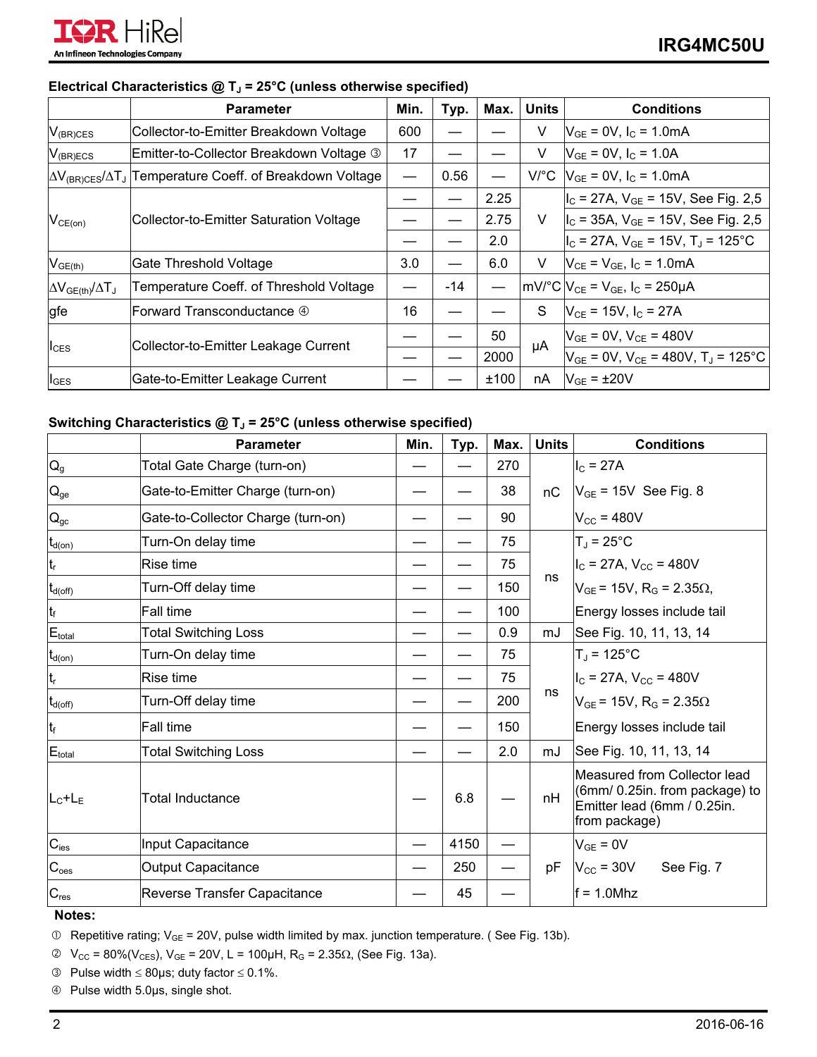### Electrical Characteristics @ $T_J$ = 25°C (unless otherwise specified)

| | Parameter | Min. | Typ. | Max. | Units | Conditions |
|---|---|---|---|---|---|---|
| $V_{(BR)CES}$ | Collector-to-Emitter Breakdown Voltage | 600 | — | — | V | $V_{GE}$ = 0V, $I_C$ = 1.0mA |
| $V_{(BR)ECS}$ | Emitter-to-Collector Breakdown Voltage ③ | 17 | — | — | V | $V_{GE}$ = 0V, $I_C$ = 1.0A |
| $\Delta V_{(BR)CES}/\Delta T_J$ | Temperature Coeff. of Breakdown Voltage | — | 0.56 | — | V/°C | $V_{GE}$ = 0V, $I_C$ = 1.0mA |
| $V_{CE(on)}$ | Collector-to-Emitter Saturation Voltage | — | — | 2.25 | V | $I_C$ = 27A, $V_{GE}$ = 15V, See Fig. 2,5 |
| | | — | — | 2.75 | | $I_C$ = 35A, $V_{GE}$ = 15V, See Fig. 2,5 |
| | | — | — | 2.0 | | $I_C$ = 27A, $V_{GE}$ = 15V, $T_J$ = 125°C |
| $V_{GE(th)}$ | Gate Threshold Voltage | 3.0 | — | 6.0 | V | $V_{CE}$ = $V_{GE}$, $I_C$ = 1.0mA |
| $\Delta V_{GE(th)}/\Delta T_J$ | Temperature Coeff. of Threshold Voltage | — | -14 | — | mV/°C | $V_{CE}$ = $V_{GE}$, $I_C$ = 250μA |
| gfe | Forward Transconductance ④ | 16 | — | — | S | $V_{CE}$ = 15V, $I_C$ = 27A |
| $I_{CES}$ | Collector-to-Emitter Leakage Current | — | — | 50 | μA | $V_{GE}$ = 0V, $V_{CE}$ = 480V |
| | | — | — | 2000 | | $V_{GE}$ = 0V, $V_{CE}$ = 480V, $T_J$ = 125°C |
| $I_{GES}$ | Gate-to-Emitter Leakage Current | — | — | ±100 | nA | $V_{GE}$ = ±20V |

### Switching Characteristics @ $T_J$ = 25°C (unless otherwise specified)

| | Parameter | Min. | Typ. | Max. | Units | Conditions |
|---|---|---|---|---|---|---|
| $Q_g$ | Total Gate Charge (turn-on) | — | — | 270 | nC | $I_C$ = 27A |
| $Q_{ge}$ | Gate-to-Emitter Charge (turn-on) | — | — | 38 | | $V_{GE}$ = 15V See Fig. 8 |
| $Q_{gc}$ | Gate-to-Collector Charge (turn-on) | — | — | 90 | | $V_{CC}$ = 480V |
| $t_{d(on)}$ | Turn-On delay time | — | — | 75 | ns | $T_J$ = 25°C |
| $t_r$ | Rise time | — | — | 75 | | $I_C$ = 27A, $V_{CC}$ = 480V |
| $t_{d(off)}$ | Turn-Off delay time | — | — | 150 | | $V_{GE}$ = 15V, $R_G$ = 2.35Ω, |
| $t_f$ | Fall time | — | — | 100 | | Energy losses include tail |
| $E_{total}$ | Total Switching Loss | — | — | 0.9 | mJ | See Fig. 10, 11, 13, 14 |
| $t_{d(on)}$ | Turn-On delay time | — | — | 75 | ns | $T_J$ = 125°C |
| $t_r$ | Rise time | — | — | 75 | | $I_C$ = 27A, $V_{CC}$ = 480V |
| $t_{d(off)}$ | Turn-Off delay time | — | — | 200 | | $V_{GE}$ = 15V, $R_G$ = 2.35Ω |
| $t_f$ | Fall time | — | — | 150 | | Energy losses include tail |
| $E_{total}$ | Total Switching Loss | — | — | 2.0 | mJ | See Fig. 10, 11, 13, 14 |
| $L_C$+$L_E$ | Total Inductance | — | 6.8 | — | nH | Measured from Collector lead (6mm/ 0.25in. from package) to Emitter lead (6mm / 0.25in. from package) |
| $C_{ies}$ | Input Capacitance | — | 4150 | — | pF | $V_{GE}$ = 0V |
| $C_{oes}$ | Output Capacitance | — | 250 | — | | $V_{CC}$ = 30V See Fig. 7 |
| $C_{res}$ | Reverse Transfer Capacitance | — | 45 | — | | f = 1.0Mhz |

**Notes:**

① Repetitive rating; $V_{GE}$ = 20V, pulse width limited by max. junction temperature. ( See Fig. 13b).

② $V_{CC}$ = 80%($V_{CES}$), $V_{GE}$ = 20V, L = 100μH, $R_G$ = 2.35Ω, (See Fig. 13a).

③ Pulse width ≤ 80μs; duty factor ≤ 0.1%.

④ Pulse width 5.0μs, single shot.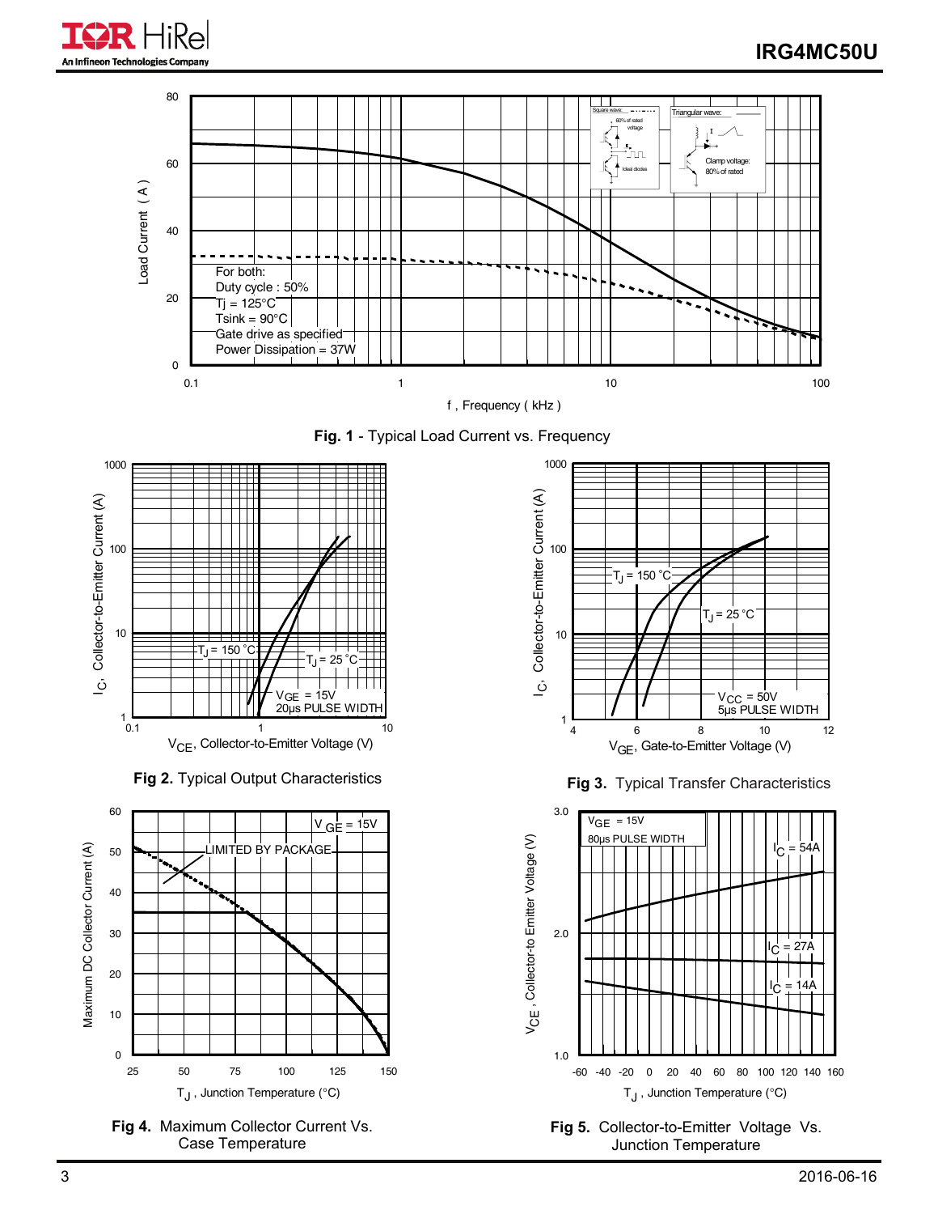Fig. 1 - Typical Load Current vs. Frequency

Fig 2. Typical Output Characteristics

Fig 3. Typical Transfer Characteristics

Fig 4. Maximum Collector Current Vs. Case Temperature

Fig 5. Collector-to-Emitter Voltage Vs. Junction Temperature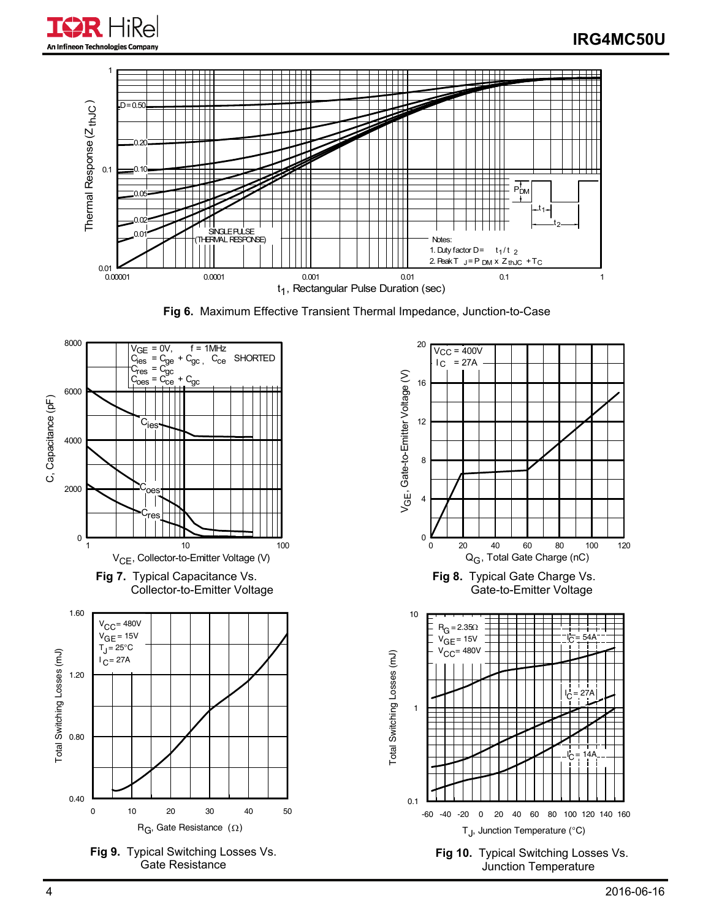**Fig 6.** Maximum Effective Transient Thermal Impedance, Junction-to-Case

Notes:
1. Duty factor D = $t_1 / t_2$
2. Peak $T_J = P_{DM} \times Z_{thJC} + T_C$

**Fig 7.** Typical Capacitance Vs. Collector-to-Emitter Voltage

$V_{GE} = 0V$, f = 1MHz
$C_{ies} = C_{ge} + C_{gc}$, $C_{ce}$ SHORTED
$C_{res} = C_{gc}$
$C_{oes} = C_{ce} + C_{gc}$

**Fig 8.** Typical Gate Charge Vs. Gate-to-Emitter Voltage

$V_{CC} = 400V$
$I_C = 27A$

**Fig 9.** Typical Switching Losses Vs. Gate Resistance

$V_{CC} = 480V$
$V_{GE} = 15V$
$T_J = 25°C$
$I_C = 27A$

**Fig 10.** Typical Switching Losses Vs. Junction Temperature

$R_G = 2.35\Omega$
$V_{GE} = 15V$
$V_{CC} = 480V$
$I_C = 54A$, $I_C = 27A$, $I_C = 14A$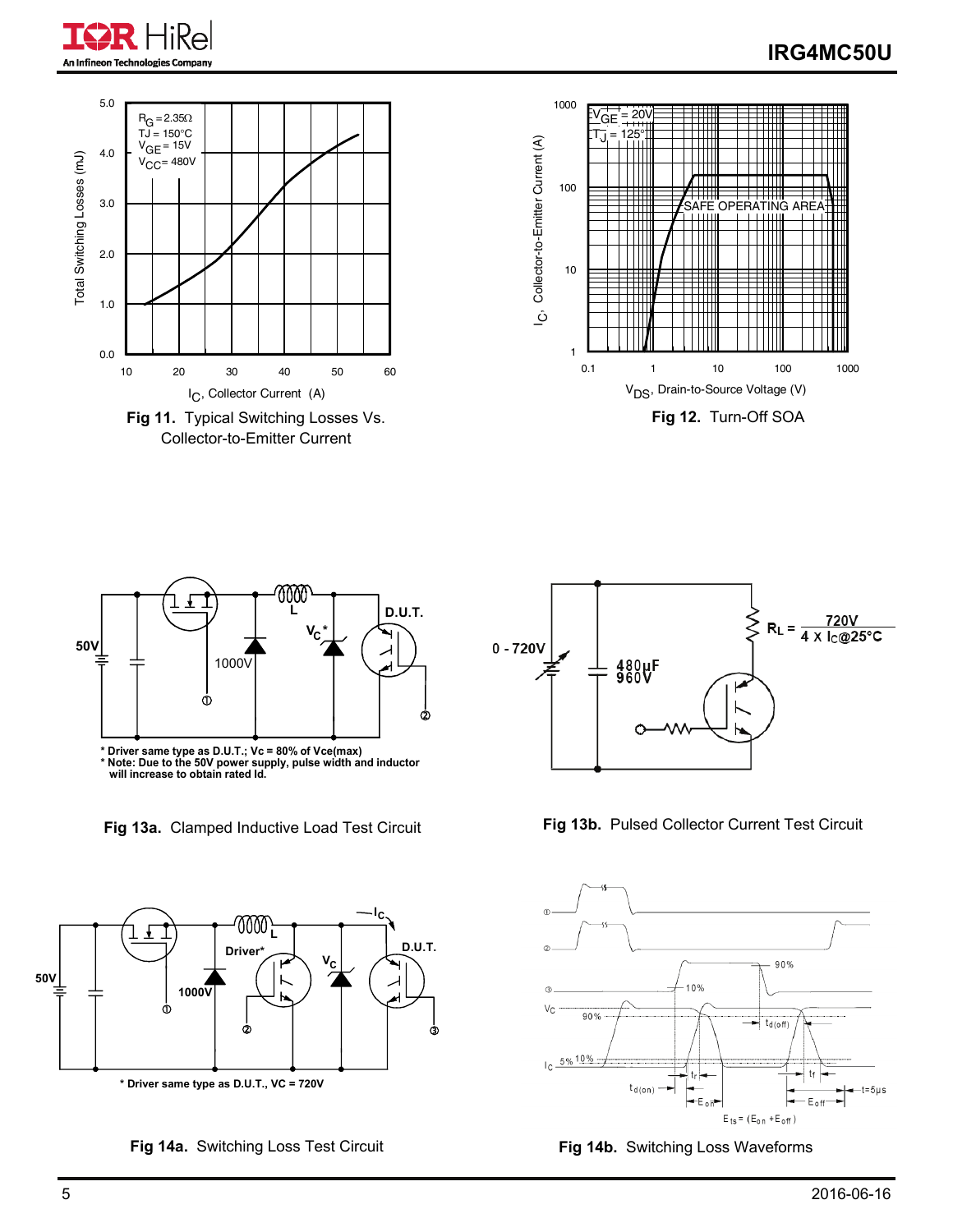**Fig 11.** Typical Switching Losses Vs. Collector-to-Emitter Current

**Fig 12.** Turn-Off SOA

\* Driver same type as D.U.T.; Vc = 80% of Vce(max)
\* Note: Due to the 50V power supply, pulse width and inductor will increase to obtain rated Id.

**Fig 13a.** Clamped Inductive Load Test Circuit

**Fig 13b.** Pulsed Collector Current Test Circuit

\* Driver same type as D.U.T., VC = 720V

**Fig 14a.** Switching Loss Test Circuit

**Fig 14b.** Switching Loss Waveforms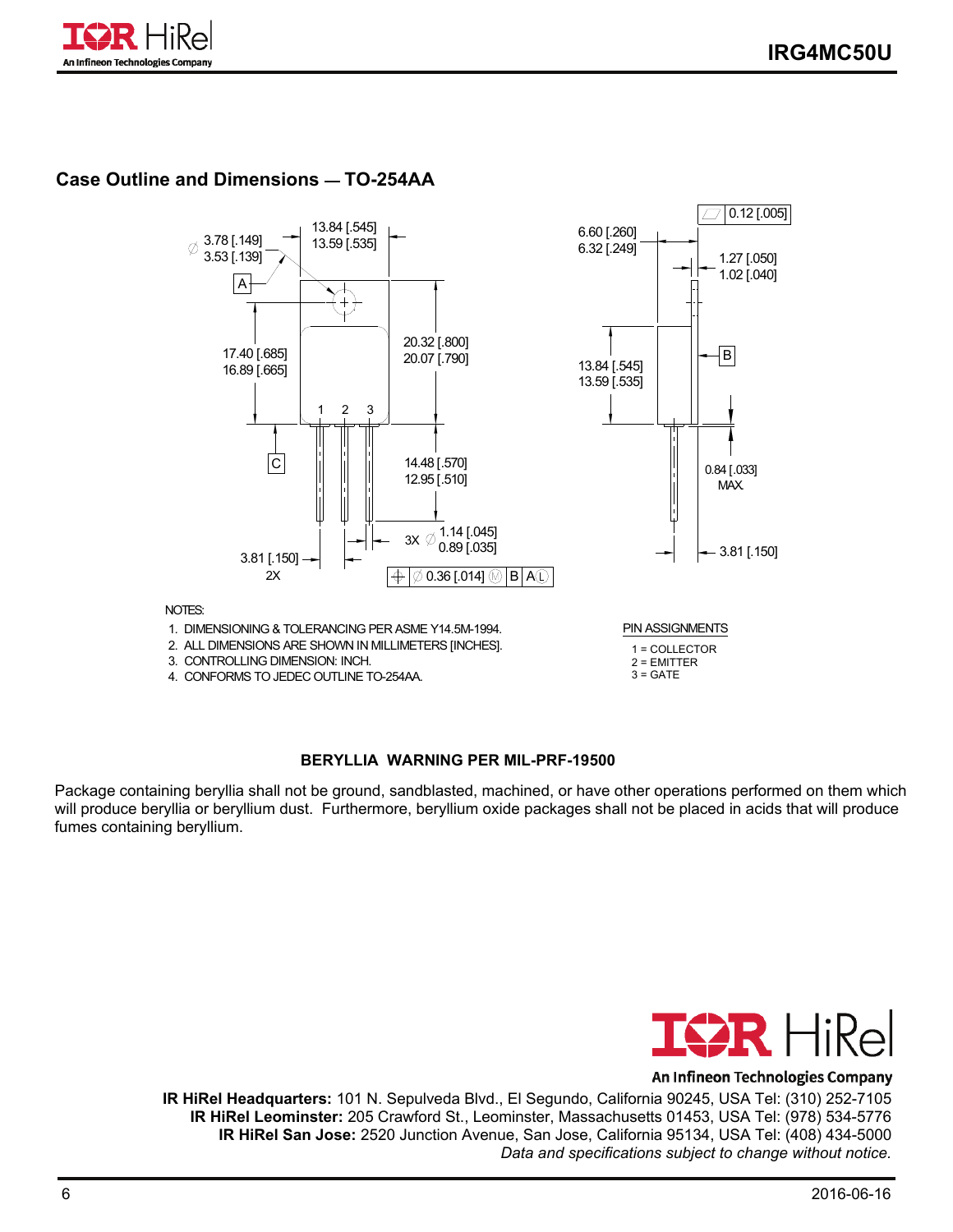## Case Outline and Dimensions — TO-254AA

NOTES:

1. DIMENSIONING & TOLERANCING PER ASME Y14.5M-1994.
2. ALL DIMENSIONS ARE SHOWN IN MILLIMETERS [INCHES].
3. CONTROLLING DIMENSION: INCH.
4. CONFORMS TO JEDEC OUTLINE TO-254AA.

PIN ASSIGNMENTS

1 = COLLECTOR
2 = EMITTER
3 = GATE

**BERYLLIA WARNING PER MIL-PRF-19500**

Package containing beryllia shall not be ground, sandblasted, machined, or have other operations performed on them which will produce beryllia or beryllium dust. Furthermore, beryllium oxide packages shall not be placed in acids that will produce fumes containing beryllium.

**IR HiRel Headquarters:** 101 N. Sepulveda Blvd., El Segundo, California 90245, USA Tel: (310) 252-7105
**IR HiRel Leominster:** 205 Crawford St., Leominster, Massachusetts 01453, USA Tel: (978) 534-5776
**IR HiRel San Jose:** 2520 Junction Avenue, San Jose, California 95134, USA Tel: (408) 434-5000
*Data and specifications subject to change without notice.*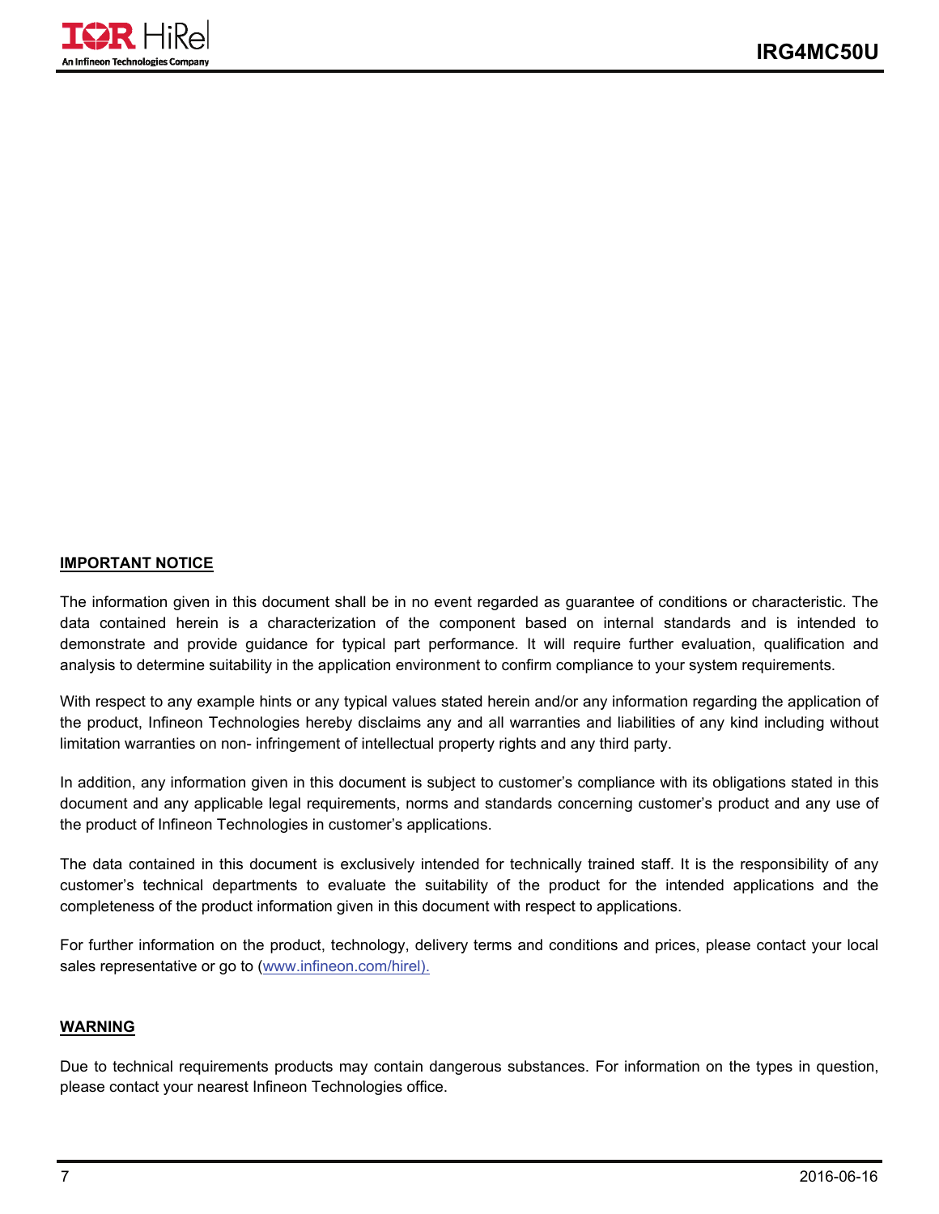**IMPORTANT NOTICE**

The information given in this document shall be in no event regarded as guarantee of conditions or characteristic. The data contained herein is a characterization of the component based on internal standards and is intended to demonstrate and provide guidance for typical part performance. It will require further evaluation, qualification and analysis to determine suitability in the application environment to confirm compliance to your system requirements.

With respect to any example hints or any typical values stated herein and/or any information regarding the application of the product, Infineon Technologies hereby disclaims any and all warranties and liabilities of any kind including without limitation warranties on non- infringement of intellectual property rights and any third party.

In addition, any information given in this document is subject to customer's compliance with its obligations stated in this document and any applicable legal requirements, norms and standards concerning customer's product and any use of the product of Infineon Technologies in customer's applications.

The data contained in this document is exclusively intended for technically trained staff. It is the responsibility of any customer's technical departments to evaluate the suitability of the product for the intended applications and the completeness of the product information given in this document with respect to applications.

For further information on the product, technology, delivery terms and conditions and prices, please contact your local sales representative or go to (www.infineon.com/hirel).

**WARNING**

Due to technical requirements products may contain dangerous substances. For information on the types in question, please contact your nearest Infineon Technologies office.